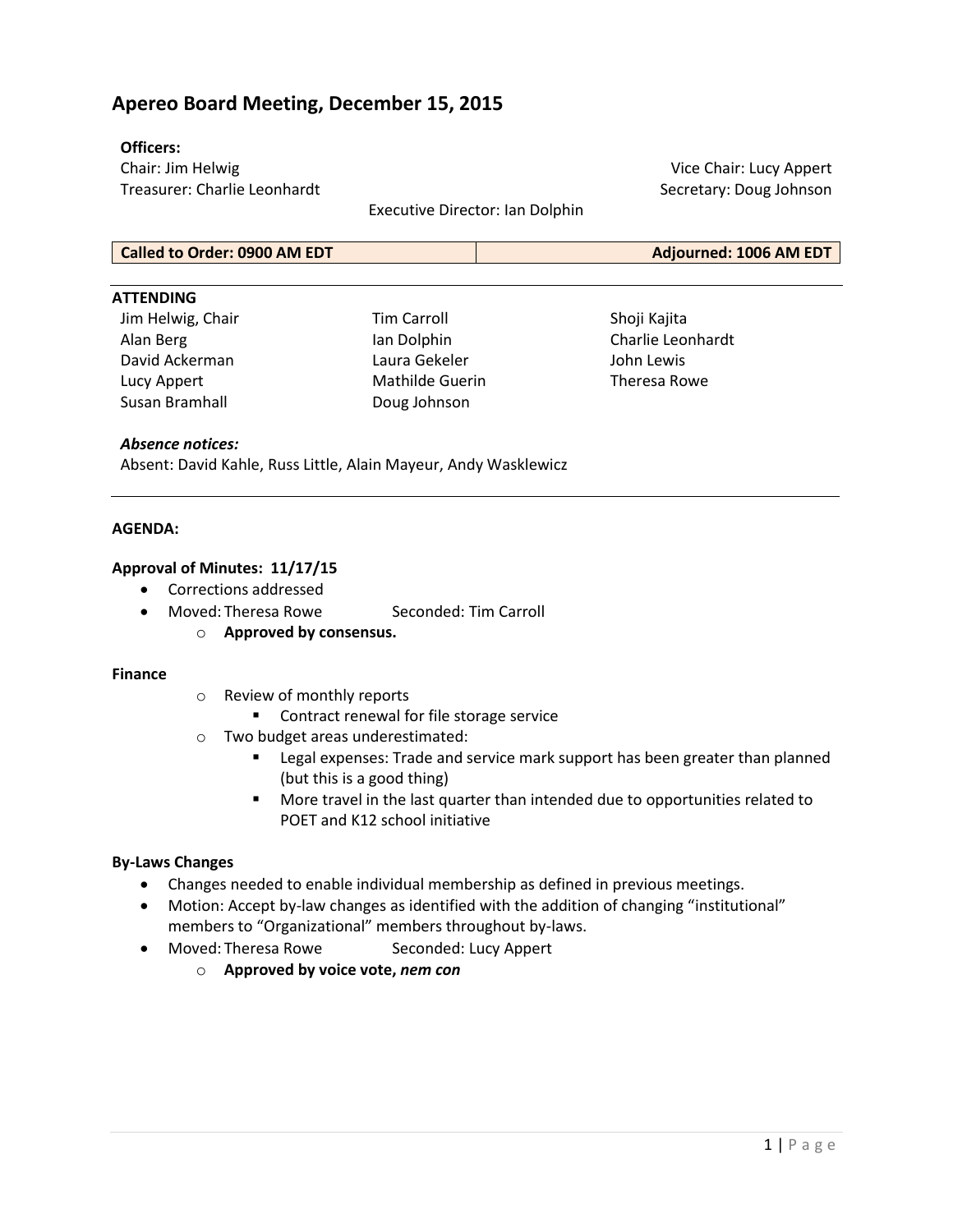# Apereo Board Meeting, December 15, 2015

**Officers:**

Chair: Jim Helwig

Vice Chair: Lucy Appert

Treasurer: Charlie Leonhardt

Secretary: Doug Johnson

Executive Director: Ian Dolphin

| Called to Order: 0900 AM EDT | Adjourned: 1006 AM EDT |
|---|---|

**ATTENDING**

- Jim Helwig, Chair
- Alan Berg
- David Ackerman
- Lucy Appert
- Susan Bramhall
- Tim Carroll
- Ian Dolphin
- Laura Gekeler
- Mathilde Guerin
- Doug Johnson
- Shoji Kajita
- Charlie Leonhardt
- John Lewis
- Theresa Rowe

***Absence notices:***

Absent: David Kahle, Russ Little, Alain Mayeur, Andy Wasklewicz

---

**AGENDA:**

**Approval of Minutes: 11/17/15**

- Corrections addressed
- Moved: Theresa Rowe     Seconded: Tim Carroll
    - **Approved by consensus.**

**Finance**

- Review of monthly reports
    - Contract renewal for file storage service
- Two budget areas underestimated:
    - Legal expenses: Trade and service mark support has been greater than planned (but this is a good thing)
    - More travel in the last quarter than intended due to opportunities related to POET and K12 school initiative

**By-Laws Changes**

- Changes needed to enable individual membership as defined in previous meetings.
- Motion: Accept by-law changes as identified with the addition of changing "institutional" members to "Organizational" members throughout by-laws.
- Moved: Theresa Rowe     Seconded: Lucy Appert
    - **Approved by voice vote, *nem con***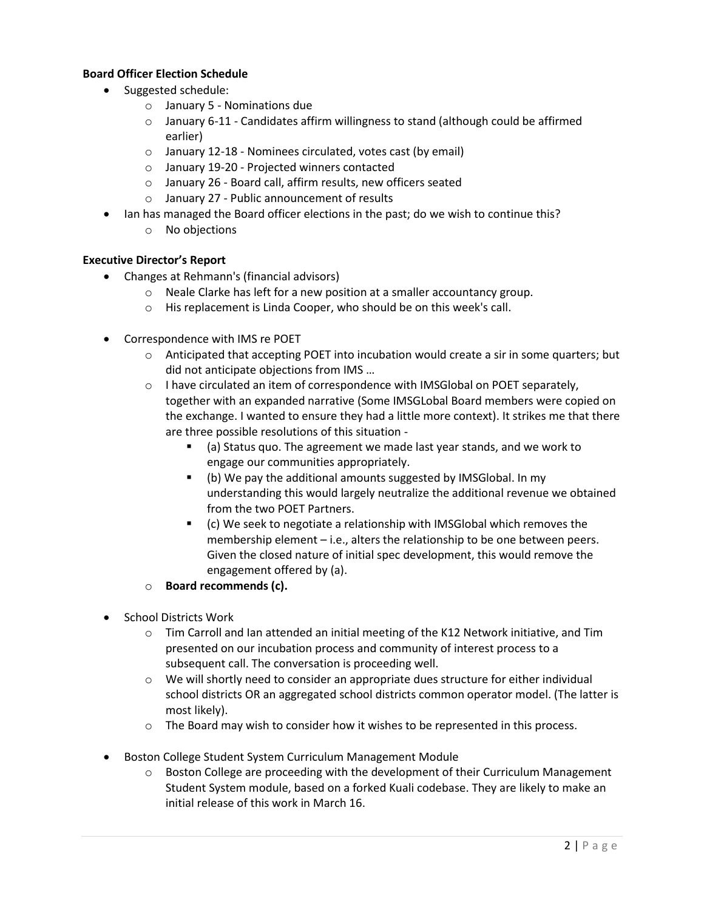**Board Officer Election Schedule**

- Suggested schedule:
  - January 5 - Nominations due
  - January 6-11 - Candidates affirm willingness to stand (although could be affirmed earlier)
  - January 12-18 - Nominees circulated, votes cast (by email)
  - January 19-20 - Projected winners contacted
  - January 26 - Board call, affirm results, new officers seated
  - January 27 - Public announcement of results
- Ian has managed the Board officer elections in the past; do we wish to continue this?
  - No objections

**Executive Director's Report**

- Changes at Rehmann's (financial advisors)
  - Neale Clarke has left for a new position at a smaller accountancy group.
  - His replacement is Linda Cooper, who should be on this week's call.

- Correspondence with IMS re POET
  - Anticipated that accepting POET into incubation would create a sir in some quarters; but did not anticipate objections from IMS …
  - I have circulated an item of correspondence with IMSGlobal on POET separately, together with an expanded narrative (Some IMSGLobal Board members were copied on the exchange. I wanted to ensure they had a little more context). It strikes me that there are three possible resolutions of this situation -
    - (a) Status quo. The agreement we made last year stands, and we work to engage our communities appropriately.
    - (b) We pay the additional amounts suggested by IMSGlobal. In my understanding this would largely neutralize the additional revenue we obtained from the two POET Partners.
    - (c) We seek to negotiate a relationship with IMSGlobal which removes the membership element – i.e., alters the relationship to be one between peers. Given the closed nature of initial spec development, this would remove the engagement offered by (a).
  - **Board recommends (c).**

- School Districts Work
  - Tim Carroll and Ian attended an initial meeting of the K12 Network initiative, and Tim presented on our incubation process and community of interest process to a subsequent call. The conversation is proceeding well.
  - We will shortly need to consider an appropriate dues structure for either individual school districts OR an aggregated school districts common operator model. (The latter is most likely).
  - The Board may wish to consider how it wishes to be represented in this process.

- Boston College Student System Curriculum Management Module
  - Boston College are proceeding with the development of their Curriculum Management Student System module, based on a forked Kuali codebase. They are likely to make an initial release of this work in March 16.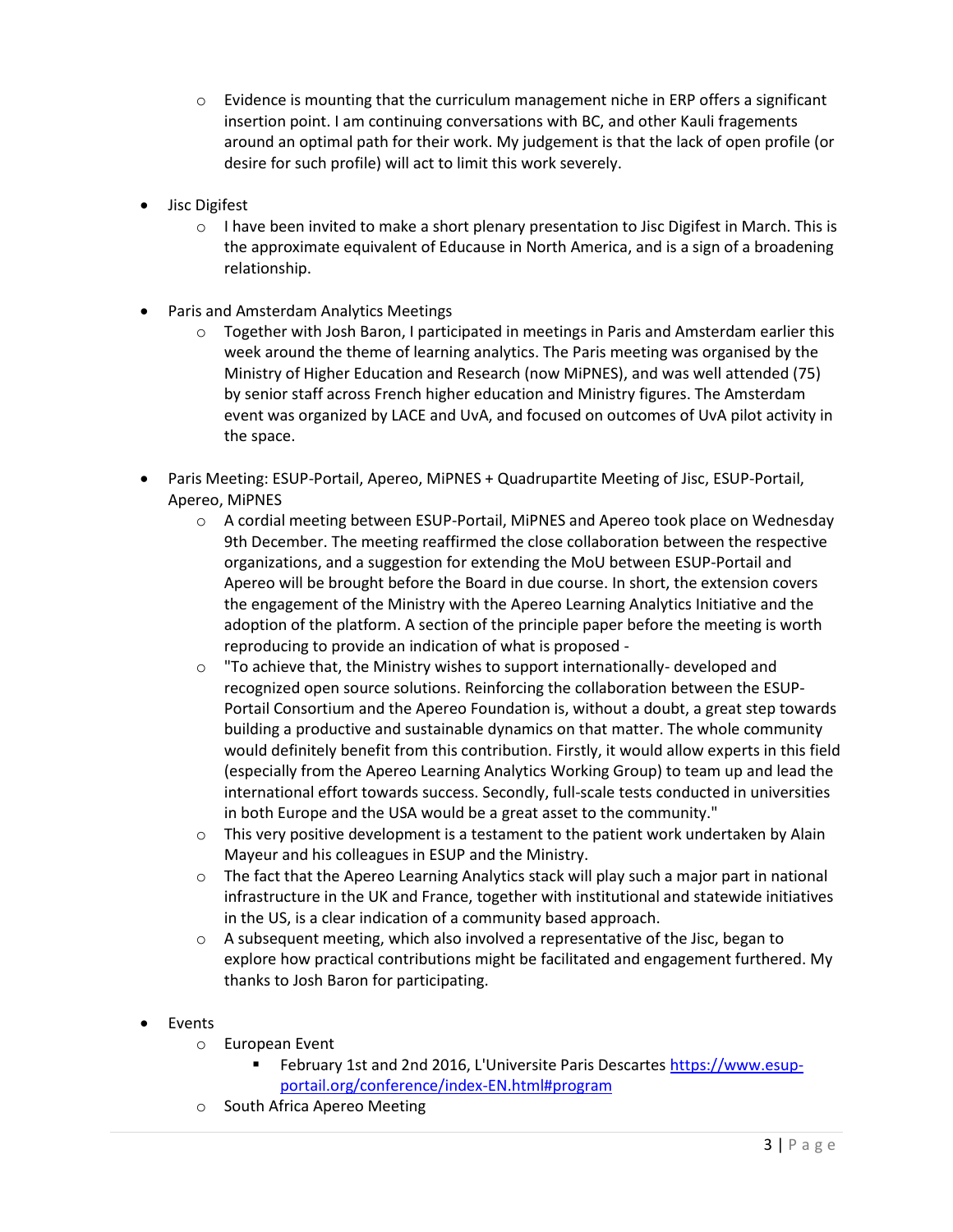- Evidence is mounting that the curriculum management niche in ERP offers a significant insertion point. I am continuing conversations with BC, and other Kauli fragements around an optimal path for their work. My judgement is that the lack of open profile (or desire for such profile) will act to limit this work severely.

- Jisc Digifest
    - I have been invited to make a short plenary presentation to Jisc Digifest in March. This is the approximate equivalent of Educause in North America, and is a sign of a broadening relationship.

- Paris and Amsterdam Analytics Meetings
    - Together with Josh Baron, I participated in meetings in Paris and Amsterdam earlier this week around the theme of learning analytics. The Paris meeting was organised by the Ministry of Higher Education and Research (now MiPNES), and was well attended (75) by senior staff across French higher education and Ministry figures. The Amsterdam event was organized by LACE and UvA, and focused on outcomes of UvA pilot activity in the space.

- Paris Meeting: ESUP-Portail, Apereo, MiPNES + Quadrupartite Meeting of Jisc, ESUP-Portail, Apereo, MiPNES
    - A cordial meeting between ESUP-Portail, MiPNES and Apereo took place on Wednesday 9th December. The meeting reaffirmed the close collaboration between the respective organizations, and a suggestion for extending the MoU between ESUP-Portail and Apereo will be brought before the Board in due course. In short, the extension covers the engagement of the Ministry with the Apereo Learning Analytics Initiative and the adoption of the platform. A section of the principle paper before the meeting is worth reproducing to provide an indication of what is proposed -
    - "To achieve that, the Ministry wishes to support internationally- developed and recognized open source solutions. Reinforcing the collaboration between the ESUP-Portail Consortium and the Apereo Foundation is, without a doubt, a great step towards building a productive and sustainable dynamics on that matter. The whole community would definitely benefit from this contribution. Firstly, it would allow experts in this field (especially from the Apereo Learning Analytics Working Group) to team up and lead the international effort towards success. Secondly, full-scale tests conducted in universities in both Europe and the USA would be a great asset to the community."
    - This very positive development is a testament to the patient work undertaken by Alain Mayeur and his colleagues in ESUP and the Ministry.
    - The fact that the Apereo Learning Analytics stack will play such a major part in national infrastructure in the UK and France, together with institutional and statewide initiatives in the US, is a clear indication of a community based approach.
    - A subsequent meeting, which also involved a representative of the Jisc, began to explore how practical contributions might be facilitated and engagement furthered. My thanks to Josh Baron for participating.

- Events
    - European Event
        - February 1st and 2nd 2016, L'Universite Paris Descartes [https://www.esup-portail.org/conference/index-EN.html#program](https://www.esup-portail.org/conference/index-EN.html#program)
    - South Africa Apereo Meeting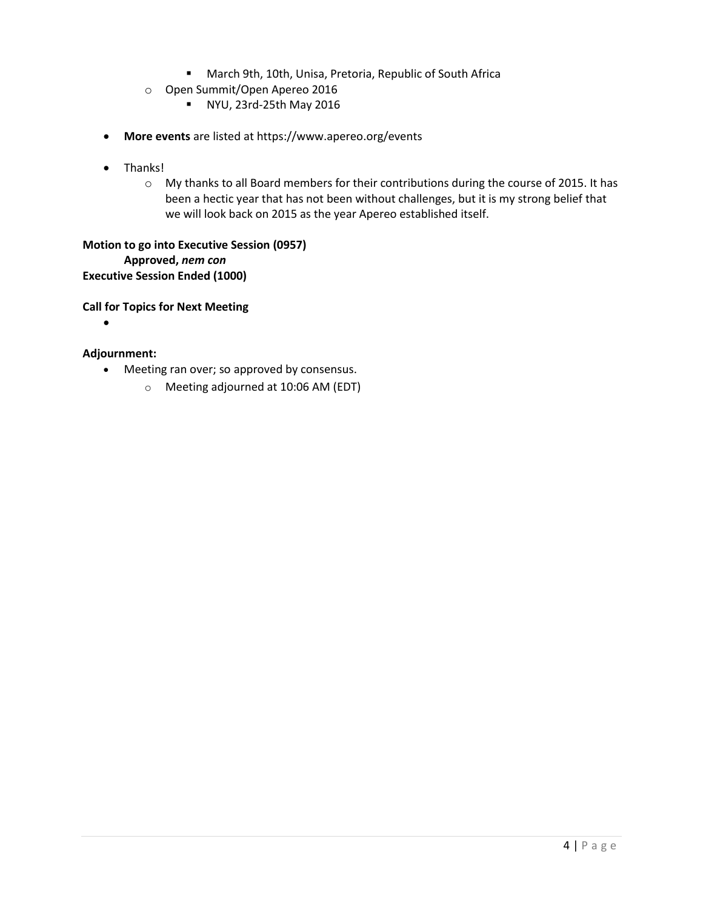- March 9th, 10th, Unisa, Pretoria, Republic of South Africa
    - Open Summit/Open Apereo 2016
        - NYU, 23rd-25th May 2016

- **More events** are listed at https://www.apereo.org/events

- Thanks!
    - My thanks to all Board members for their contributions during the course of 2015. It has been a hectic year that has not been without challenges, but it is my strong belief that we will look back on 2015 as the year Apereo established itself.

**Motion to go into Executive Session (0957)**
**Approved, *nem con***
**Executive Session Ended (1000)**

**Call for Topics for Next Meeting**

- 

**Adjournment:**

- Meeting ran over; so approved by consensus.
    - Meeting adjourned at 10:06 AM (EDT)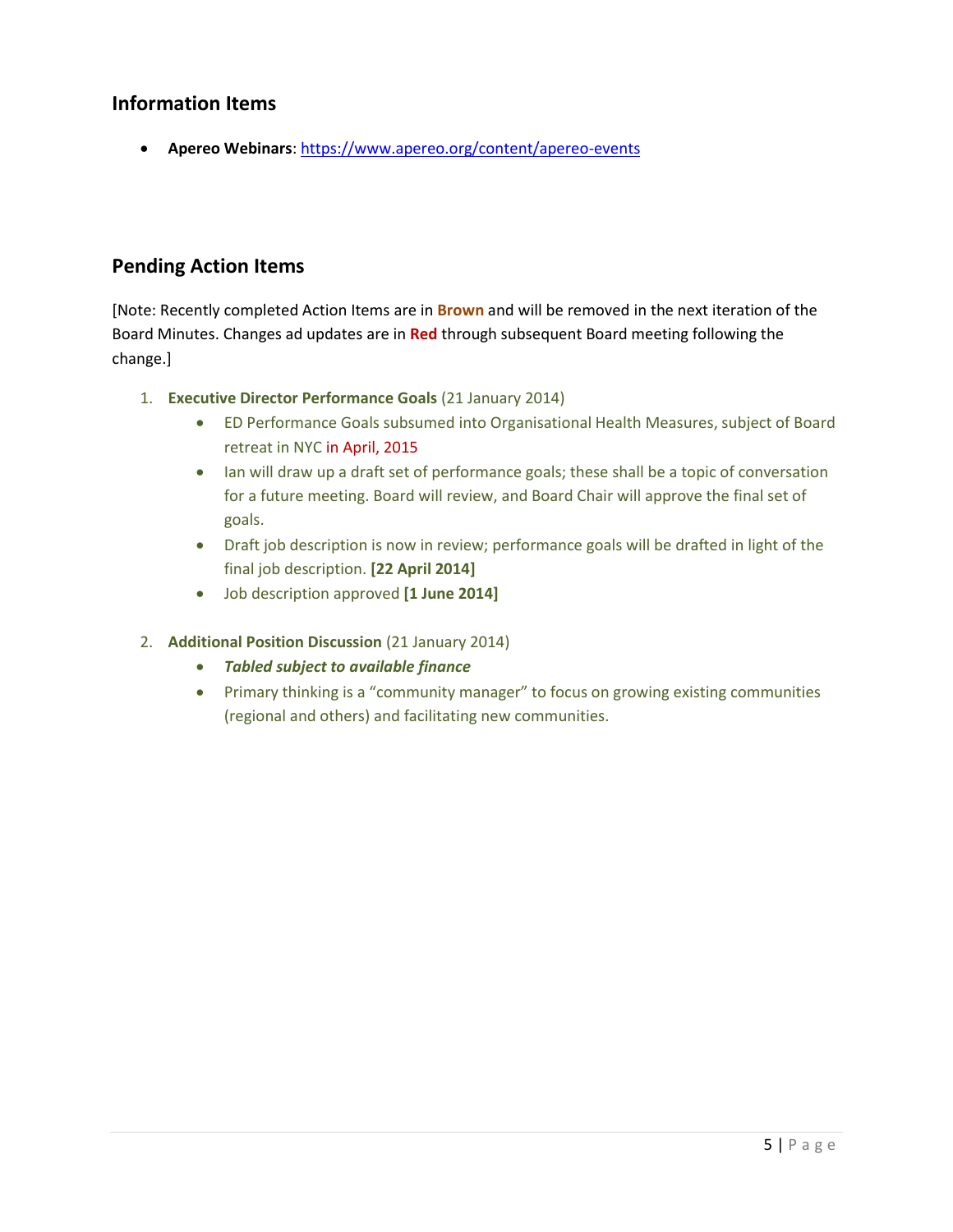## Information Items

- **Apereo Webinars**: https://www.apereo.org/content/apereo-events

## Pending Action Items

[Note: Recently completed Action Items are in **Brown** and will be removed in the next iteration of the Board Minutes. Changes ad updates are in **Red** through subsequent Board meeting following the change.]

1. **Executive Director Performance Goals** (21 January 2014)
   - ED Performance Goals subsumed into Organisational Health Measures, subject of Board retreat in NYC in April, 2015
   - Ian will draw up a draft set of performance goals; these shall be a topic of conversation for a future meeting. Board will review, and Board Chair will approve the final set of goals.
   - Draft job description is now in review; performance goals will be drafted in light of the final job description. **[22 April 2014]**
   - Job description approved **[1 June 2014]**

2. **Additional Position Discussion** (21 January 2014)
   - ***Tabled subject to available finance***
   - Primary thinking is a "community manager" to focus on growing existing communities (regional and others) and facilitating new communities.